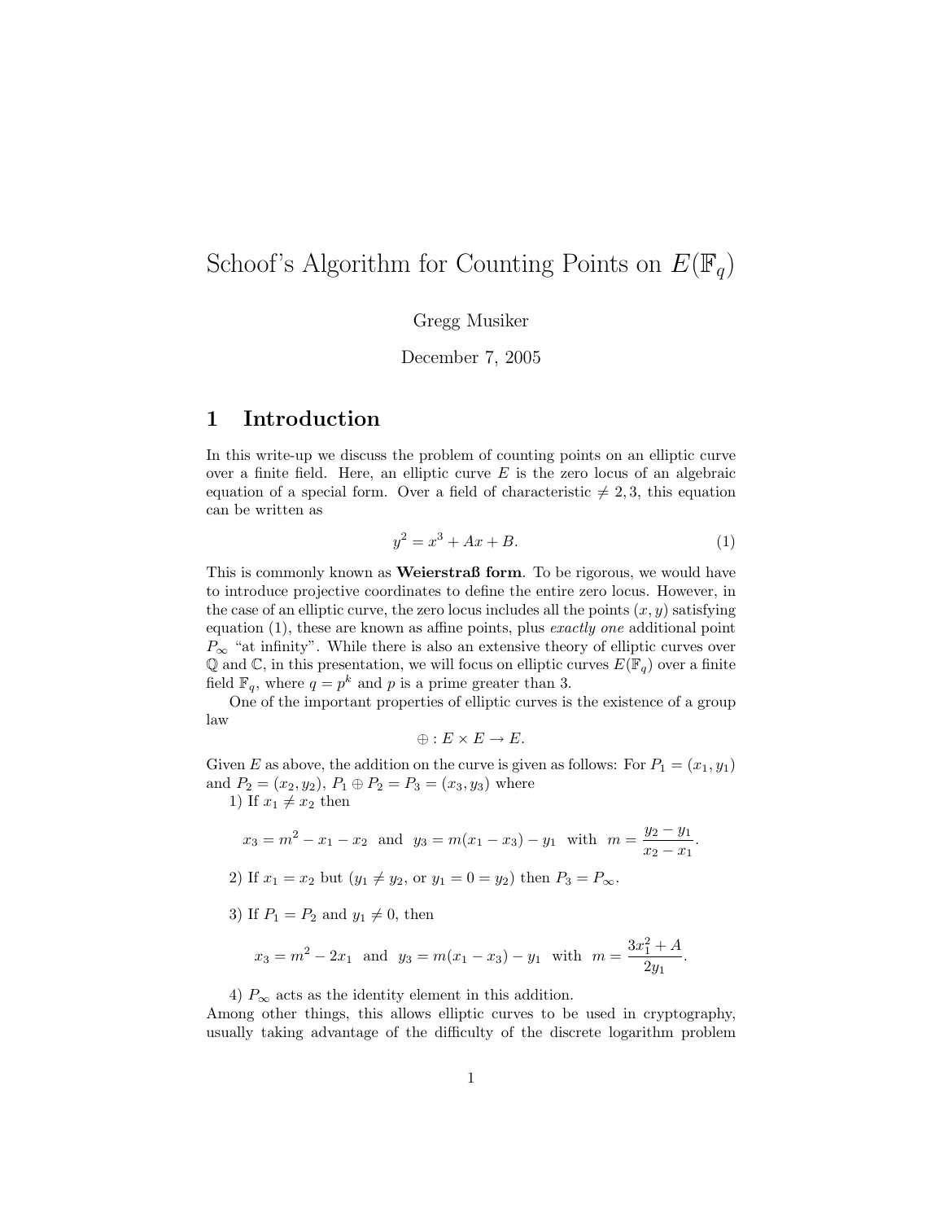# Schoof's Algorithm for Counting Points on $E(\mathbb{F}_q)$

Gregg Musiker

December 7, 2005

## 1 Introduction

In this write-up we discuss the problem of counting points on an elliptic curve over a finite field. Here, an elliptic curve $E$ is the zero locus of an algebraic equation of a special form. Over a field of characteristic $\neq 2, 3$, this equation can be written as

$$y^2 = x^3 + Ax + B. \tag{1}$$

This is commonly known as **Weierstraß form**. To be rigorous, we would have to introduce projective coordinates to define the entire zero locus. However, in the case of an elliptic curve, the zero locus includes all the points $(x, y)$ satisfying equation (1), these are known as affine points, plus *exactly one* additional point $P_\infty$ "at infinity". While there is also an extensive theory of elliptic curves over $\mathbb{Q}$ and $\mathbb{C}$, in this presentation, we will focus on elliptic curves $E(\mathbb{F}_q)$ over a finite field $\mathbb{F}_q$, where $q = p^k$ and $p$ is a prime greater than 3.

One of the important properties of elliptic curves is the existence of a group law

$$\oplus : E \times E \to E.$$

Given $E$ as above, the addition on the curve is given as follows: For $P_1 = (x_1, y_1)$ and $P_2 = (x_2, y_2)$, $P_1 \oplus P_2 = P_3 = (x_3, y_3)$ where

1) If $x_1 \neq x_2$ then

$$x_3 = m^2 - x_1 - x_2 \text{ and } y_3 = m(x_1 - x_3) - y_1 \text{ with } m = \frac{y_2 - y_1}{x_2 - x_1}.$$

2) If $x_1 = x_2$ but ($y_1 \neq y_2$, or $y_1 = 0 = y_2$) then $P_3 = P_\infty$.

3) If $P_1 = P_2$ and $y_1 \neq 0$, then

$$x_3 = m^2 - 2x_1 \text{ and } y_3 = m(x_1 - x_3) - y_1 \text{ with } m = \frac{3x_1^2 + A}{2y_1}.$$

4) $P_\infty$ acts as the identity element in this addition.

Among other things, this allows elliptic curves to be used in cryptography, usually taking advantage of the difficulty of the discrete logarithm problem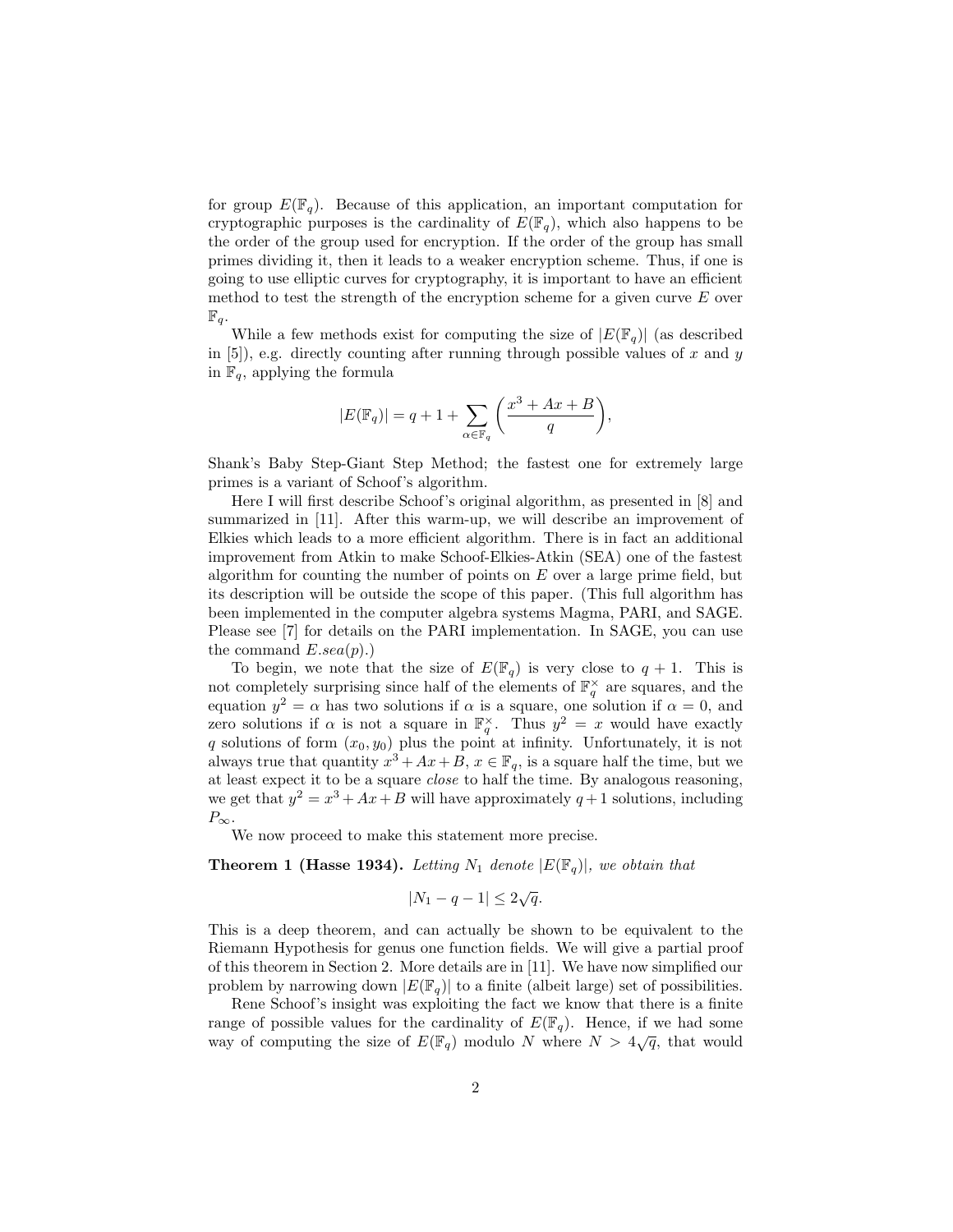for group $E(\mathbb{F}_q)$. Because of this application, an important computation for cryptographic purposes is the cardinality of $E(\mathbb{F}_q)$, which also happens to be the order of the group used for encryption. If the order of the group has small primes dividing it, then it leads to a weaker encryption scheme. Thus, if one is going to use elliptic curves for cryptography, it is important to have an efficient method to test the strength of the encryption scheme for a given curve $E$ over $\mathbb{F}_q$.

While a few methods exist for computing the size of $|E(\mathbb{F}_q)|$ (as described in [5]), e.g. directly counting after running through possible values of $x$ and $y$ in $\mathbb{F}_q$, applying the formula

$$|E(\mathbb{F}_q)| = q + 1 + \sum_{\alpha \in \mathbb{F}_q} \left( \frac{x^3 + Ax + B}{q} \right),$$

Shank's Baby Step-Giant Step Method; the fastest one for extremely large primes is a variant of Schoof's algorithm.

Here I will first describe Schoof's original algorithm, as presented in [8] and summarized in [11]. After this warm-up, we will describe an improvement of Elkies which leads to a more efficient algorithm. There is in fact an additional improvement from Atkin to make Schoof-Elkies-Atkin (SEA) one of the fastest algorithm for counting the number of points on $E$ over a large prime field, but its description will be outside the scope of this paper. (This full algorithm has been implemented in the computer algebra systems Magma, PARI, and SAGE. Please see [7] for details on the PARI implementation. In SAGE, you can use the command $E.sea(p)$.)

To begin, we note that the size of $E(\mathbb{F}_q)$ is very close to $q + 1$. This is not completely surprising since half of the elements of $\mathbb{F}_q^\times$ are squares, and the equation $y^2 = \alpha$ has two solutions if $\alpha$ is a square, one solution if $\alpha = 0$, and zero solutions if $\alpha$ is not a square in $\mathbb{F}_q^\times$. Thus $y^2 = x$ would have exactly $q$ solutions of form $(x_0, y_0)$ plus the point at infinity. Unfortunately, it is not always true that quantity $x^3 + Ax + B$, $x \in \mathbb{F}_q$, is a square half the time, but we at least expect it to be a square *close* to half the time. By analogous reasoning, we get that $y^2 = x^3 + Ax + B$ will have approximately $q + 1$ solutions, including $P_\infty$.

We now proceed to make this statement more precise.

**Theorem 1 (Hasse 1934).** *Letting $N_1$ denote $|E(\mathbb{F}_q)|$, we obtain that*

$$|N_1 - q - 1| \leq 2\sqrt{q}.$$

This is a deep theorem, and can actually be shown to be equivalent to the Riemann Hypothesis for genus one function fields. We will give a partial proof of this theorem in Section 2. More details are in [11]. We have now simplified our problem by narrowing down $|E(\mathbb{F}_q)|$ to a finite (albeit large) set of possibilities.

Rene Schoof's insight was exploiting the fact we know that there is a finite range of possible values for the cardinality of $E(\mathbb{F}_q)$. Hence, if we had some way of computing the size of $E(\mathbb{F}_q)$ modulo $N$ where $N > 4\sqrt{q}$, that would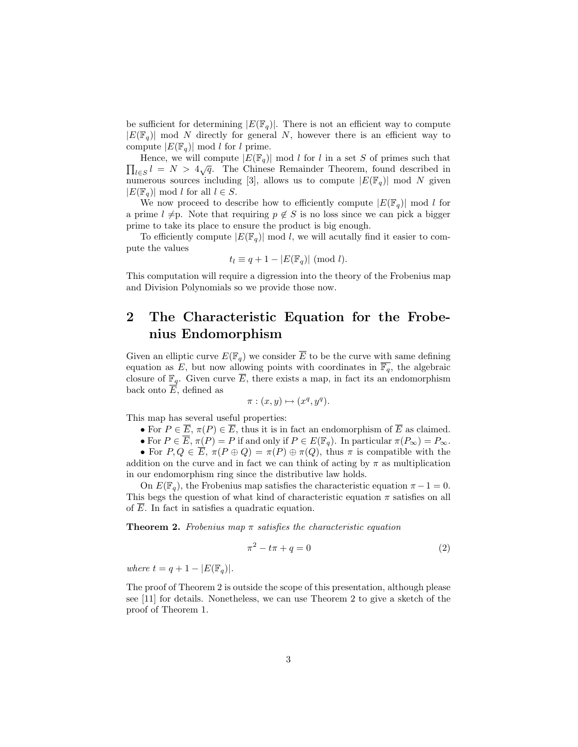be sufficient for determining $|E(\mathbb{F}_q)|$. There is not an efficient way to compute $|E(\mathbb{F}_q)| \bmod N$ directly for general $N$, however there is an efficient way to compute $|E(\mathbb{F}_q)| \bmod l$ for $l$ prime.

Hence, we will compute $|E(\mathbb{F}_q)| \bmod l$ for $l$ in a set $S$ of primes such that $\prod_{l \in S} l = N > 4\sqrt{q}$. The Chinese Remainder Theorem, found described in numerous sources including [3], allows us to compute $|E(\mathbb{F}_q)| \bmod N$ given $|E(\mathbb{F}_q)| \bmod l$ for all $l \in S$.

We now proceed to describe how to efficiently compute $|E(\mathbb{F}_q)| \bmod l$ for a prime $l \neq$p. Note that requiring $p \notin S$ is no loss since we can pick a bigger prime to take its place to ensure the product is big enough.

To efficiently compute $|E(\mathbb{F}_q)| \bmod l$, we will acutally find it easier to compute the values

$$t_l \equiv q + 1 - |E(\mathbb{F}_q)| \pmod{l}.$$

This computation will require a digression into the theory of the Frobenius map and Division Polynomials so we provide those now.

## 2 The Characteristic Equation for the Frobenius Endomorphism

Given an elliptic curve $E(\mathbb{F}_q)$ we consider $\overline{E}$ to be the curve with same defining equation as $E$, but now allowing points with coordinates in $\overline{\mathbb{F}_q}$, the algebraic closure of $\mathbb{F}_q$. Given curve $\overline{E}$, there exists a map, in fact its an endomorphism back onto $\overline{E}$, defined as

$$\pi : (x, y) \mapsto (x^q, y^q).$$

This map has several useful properties:

- For $P \in \overline{E}$, $\pi(P) \in \overline{E}$, thus it is in fact an endomorphism of $\overline{E}$ as claimed.
- For $P \in \overline{E}$, $\pi(P) = P$ if and only if $P \in E(\mathbb{F}_q)$. In particular $\pi(P_\infty) = P_\infty$.
- For $P, Q \in \overline{E}$, $\pi(P \oplus Q) = \pi(P) \oplus \pi(Q)$, thus $\pi$ is compatible with the addition on the curve and in fact we can think of acting by $\pi$ as multiplication in our endomorphism ring since the distributive law holds.

On $E(\mathbb{F}_q)$, the Frobenius map satisfies the characteristic equation $\pi - 1 = 0$. This begs the question of what kind of characteristic equation $\pi$ satisfies on all of $\overline{E}$. In fact in satisfies a quadratic equation.

**Theorem 2.** *Frobenius map $\pi$ satisfies the characteristic equation*

$$\pi^2 - t\pi + q = 0 \tag{2}$$

*where $t = q + 1 - |E(\mathbb{F}_q)|$.*

The proof of Theorem 2 is outside the scope of this presentation, although please see [11] for details. Nonetheless, we can use Theorem 2 to give a sketch of the proof of Theorem 1.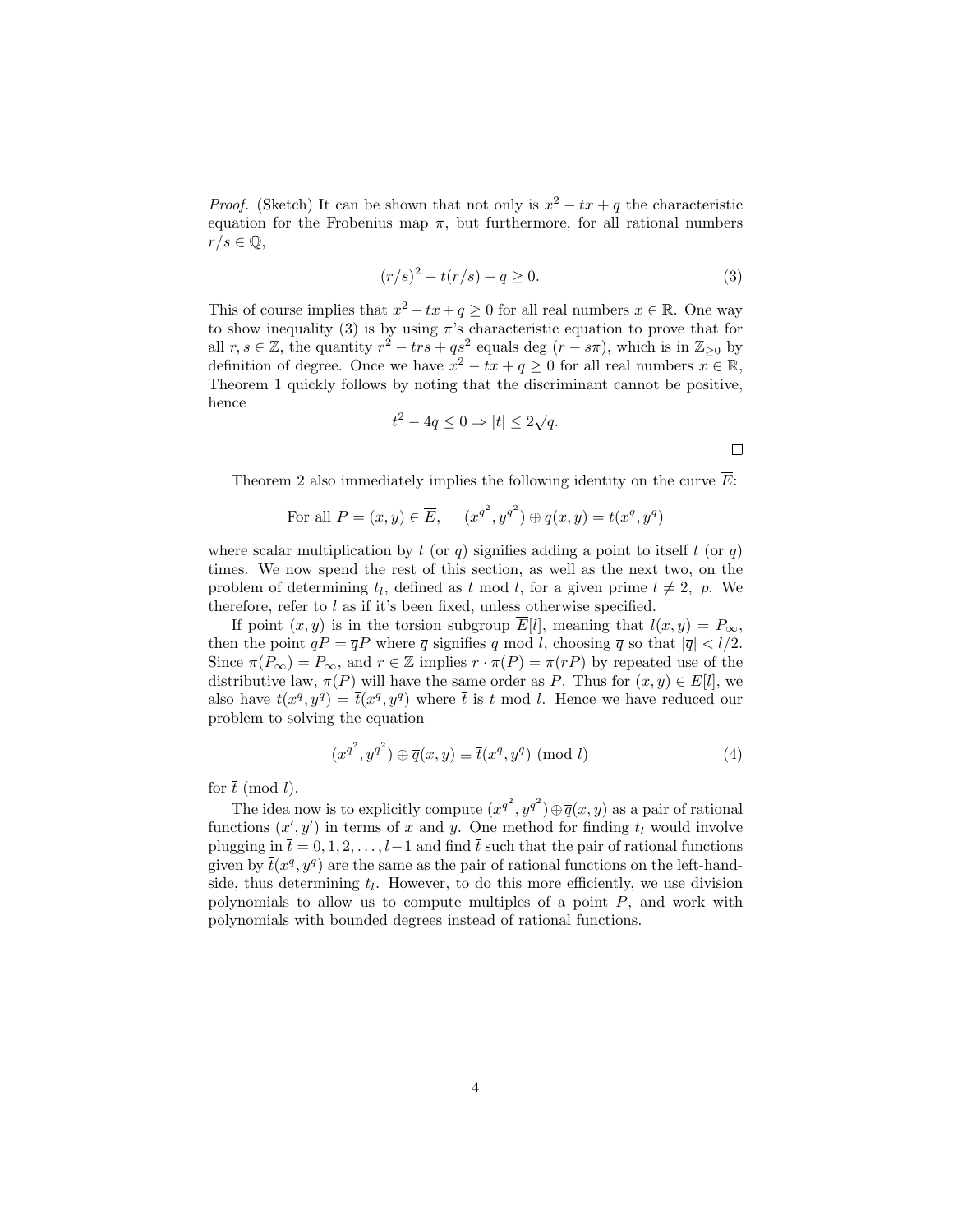*Proof.* (Sketch) It can be shown that not only is $x^2 - tx + q$ the characteristic equation for the Frobenius map $\pi$, but furthermore, for all rational numbers $r/s \in \mathbb{Q}$,

$$(r/s)^2 - t(r/s) + q \geq 0. \tag{3}$$

This of course implies that $x^2 - tx + q \geq 0$ for all real numbers $x \in \mathbb{R}$. One way to show inequality (3) is by using $\pi$'s characteristic equation to prove that for all $r, s \in \mathbb{Z}$, the quantity $r^2 - trs + qs^2$ equals deg $(r - s\pi)$, which is in $\mathbb{Z}_{\geq 0}$ by definition of degree. Once we have $x^2 - tx + q \geq 0$ for all real numbers $x \in \mathbb{R}$, Theorem 1 quickly follows by noting that the discriminant cannot be positive, hence

$$t^2 - 4q \leq 0 \Rightarrow |t| \leq 2\sqrt{q}.$$

□

Theorem 2 also immediately implies the following identity on the curve $\overline{E}$:

$$\text{For all } P = (x, y) \in \overline{E}, \quad (x^{q^2}, y^{q^2}) \oplus q(x, y) = t(x^q, y^q)$$

where scalar multiplication by $t$ (or $q$) signifies adding a point to itself $t$ (or $q$) times. We now spend the rest of this section, as well as the next two, on the problem of determining $t_l$, defined as $t$ mod $l$, for a given prime $l \neq 2,\ p$. We therefore, refer to $l$ as if it's been fixed, unless otherwise specified.

If point $(x, y)$ is in the torsion subgroup $\overline{E}[l]$, meaning that $l(x, y) = P_\infty$, then the point $qP = \overline{q}P$ where $\overline{q}$ signifies $q$ mod $l$, choosing $\overline{q}$ so that $|\overline{q}| < l/2$. Since $\pi(P_\infty) = P_\infty$, and $r \in \mathbb{Z}$ implies $r \cdot \pi(P) = \pi(rP)$ by repeated use of the distributive law, $\pi(P)$ will have the same order as $P$. Thus for $(x, y) \in \overline{E}[l]$, we also have $t(x^q, y^q) = \overline{t}(x^q, y^q)$ where $\overline{t}$ is $t$ mod $l$. Hence we have reduced our problem to solving the equation

$$(x^{q^2}, y^{q^2}) \oplus \overline{q}(x, y) \equiv \overline{t}(x^q, y^q) \pmod{l} \tag{4}$$

for $\overline{t} \pmod{l}$.

The idea now is to explicitly compute $(x^{q^2}, y^{q^2}) \oplus \overline{q}(x, y)$ as a pair of rational functions $(x', y')$ in terms of $x$ and $y$. One method for finding $t_l$ would involve plugging in $\overline{t} = 0, 1, 2, \ldots, l-1$ and find $\overline{t}$ such that the pair of rational functions given by $\overline{t}(x^q, y^q)$ are the same as the pair of rational functions on the left-hand-side, thus determining $t_l$. However, to do this more efficiently, we use division polynomials to allow us to compute multiples of a point $P$, and work with polynomials with bounded degrees instead of rational functions.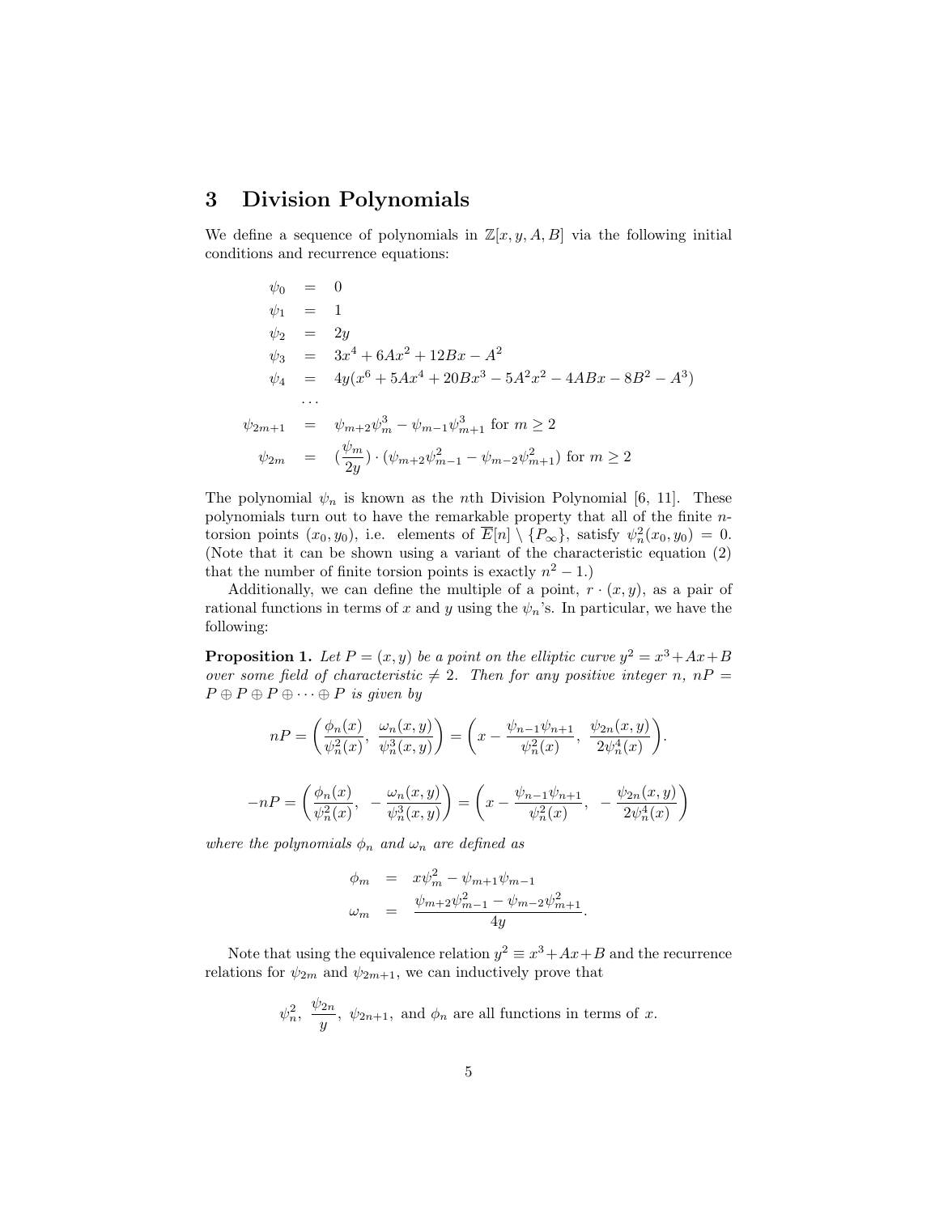## 3 Division Polynomials

We define a sequence of polynomials in $\mathbb{Z}[x, y, A, B]$ via the following initial conditions and recurrence equations:

$$
\begin{aligned}
\psi_0 &= 0 \\
\psi_1 &= 1 \\
\psi_2 &= 2y \\
\psi_3 &= 3x^4 + 6Ax^2 + 12Bx - A^2 \\
\psi_4 &= 4y(x^6 + 5Ax^4 + 20Bx^3 - 5A^2x^2 - 4ABx - 8B^2 - A^3) \\
&\cdots \\
\psi_{2m+1} &= \psi_{m+2}\psi_m^3 - \psi_{m-1}\psi_{m+1}^3 \text{ for } m \geq 2 \\
\psi_{2m} &= \left(\frac{\psi_m}{2y}\right) \cdot (\psi_{m+2}\psi_{m-1}^2 - \psi_{m-2}\psi_{m+1}^2) \text{ for } m \geq 2
\end{aligned}
$$

The polynomial $\psi_n$ is known as the $n$th Division Polynomial [6, 11]. These polynomials turn out to have the remarkable property that all of the finite $n$-torsion points $(x_0, y_0)$, i.e. elements of $\overline{E}[n] \setminus \{P_\infty\}$, satisfy $\psi_n^2(x_0, y_0) = 0$. (Note that it can be shown using a variant of the characteristic equation (2) that the number of finite torsion points is exactly $n^2 - 1$.)

Additionally, we can define the multiple of a point, $r \cdot (x, y)$, as a pair of rational functions in terms of $x$ and $y$ using the $\psi_n$'s. In particular, we have the following:

**Proposition 1.** *Let $P = (x, y)$ be a point on the elliptic curve $y^2 = x^3 + Ax + B$ over some field of characteristic $\neq 2$. Then for any positive integer $n$, $nP = P \oplus P \oplus P \oplus \cdots \oplus P$ is given by*

$$
nP = \left(\frac{\phi_n(x)}{\psi_n^2(x)},\ \frac{\omega_n(x,y)}{\psi_n^3(x,y)}\right) = \left(x - \frac{\psi_{n-1}\psi_{n+1}}{\psi_n^2(x)},\ \frac{\psi_{2n}(x,y)}{2\psi_n^4(x)}\right).
$$

$$
-nP = \left(\frac{\phi_n(x)}{\psi_n^2(x)},\ -\frac{\omega_n(x,y)}{\psi_n^3(x,y)}\right) = \left(x - \frac{\psi_{n-1}\psi_{n+1}}{\psi_n^2(x)},\ -\frac{\psi_{2n}(x,y)}{2\psi_n^4(x)}\right)
$$

*where the polynomials $\phi_n$ and $\omega_n$ are defined as*

$$
\begin{aligned}
\phi_m &= x\psi_m^2 - \psi_{m+1}\psi_{m-1} \\
\omega_m &= \frac{\psi_{m+2}\psi_{m-1}^2 - \psi_{m-2}\psi_{m+1}^2}{4y}.
\end{aligned}
$$

Note that using the equivalence relation $y^2 \equiv x^3 + Ax + B$ and the recurrence relations for $\psi_{2m}$ and $\psi_{2m+1}$, we can inductively prove that

$$
\psi_n^2,\ \frac{\psi_{2n}}{y},\ \psi_{2n+1},\ \text{and } \phi_n \text{ are all functions in terms of } x.
$$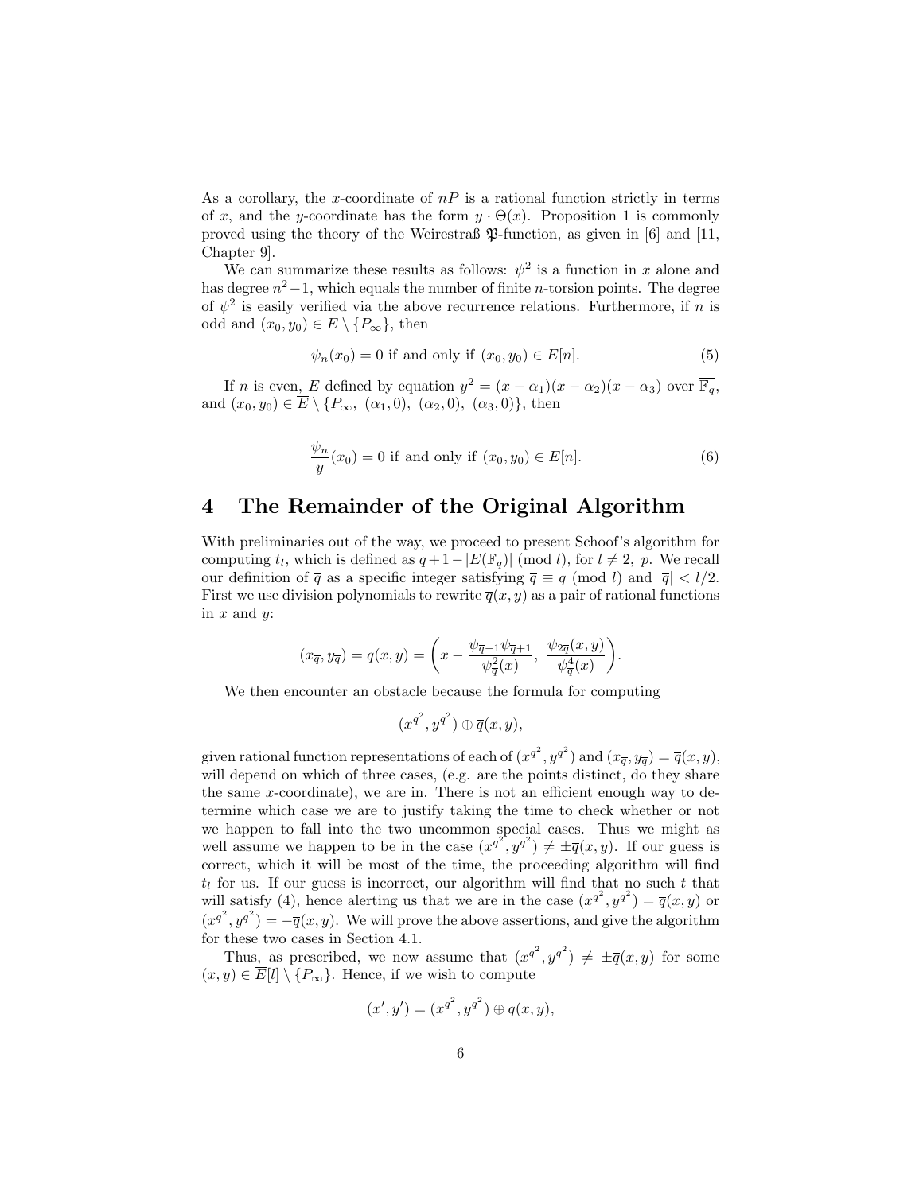As a corollary, the $x$-coordinate of $nP$ is a rational function strictly in terms of $x$, and the $y$-coordinate has the form $y \cdot \Theta(x)$. Proposition 1 is commonly proved using the theory of the Weirestraß $\mathfrak{P}$-function, as given in [6] and [11, Chapter 9].

We can summarize these results as follows: $\psi^2$ is a function in $x$ alone and has degree $n^2-1$, which equals the number of finite $n$-torsion points. The degree of $\psi^2$ is easily verified via the above recurrence relations. Furthermore, if $n$ is odd and $(x_0, y_0) \in \overline{E} \setminus \{P_\infty\}$, then

$$\psi_n(x_0) = 0 \text{ if and only if } (x_0, y_0) \in \overline{E}[n]. \tag{5}$$

If $n$ is even, $E$ defined by equation $y^2 = (x-\alpha_1)(x-\alpha_2)(x-\alpha_3)$ over $\overline{\mathbb{F}_q}$, and $(x_0, y_0) \in \overline{E} \setminus \{P_\infty,\ (\alpha_1, 0),\ (\alpha_2, 0),\ (\alpha_3, 0)\}$, then

$$\frac{\psi_n}{y}(x_0) = 0 \text{ if and only if } (x_0, y_0) \in \overline{E}[n]. \tag{6}$$

# 4 The Remainder of the Original Algorithm

With preliminaries out of the way, we proceed to present Schoof's algorithm for computing $t_l$, which is defined as $q+1-|E(\mathbb{F}_q)| \pmod{l}$, for $l \neq 2,\ p$. We recall our definition of $\overline{q}$ as a specific integer satisfying $\overline{q} \equiv q \pmod{l}$ and $|\overline{q}| < l/2$. First we use division polynomials to rewrite $\overline{q}(x,y)$ as a pair of rational functions in $x$ and $y$:

$$(x_{\overline{q}}, y_{\overline{q}}) = \overline{q}(x,y) = \left( x - \frac{\psi_{\overline{q}-1}\psi_{\overline{q}+1}}{\psi_{\overline{q}}^2(x)},\ \frac{\psi_{2\overline{q}}(x,y)}{\psi_{\overline{q}}^4(x)} \right).$$

We then encounter an obstacle because the formula for computing

$$(x^{q^2}, y^{q^2}) \oplus \overline{q}(x,y),$$

given rational function representations of each of $(x^{q^2}, y^{q^2})$ and $(x_{\overline{q}}, y_{\overline{q}}) = \overline{q}(x,y)$, will depend on which of three cases, (e.g. are the points distinct, do they share the same $x$-coordinate), we are in. There is not an efficient enough way to determine which case we are to justify taking the time to check whether or not we happen to fall into the two uncommon special cases. Thus we might as well assume we happen to be in the case $(x^{q^2}, y^{q^2}) \neq \pm\overline{q}(x,y)$. If our guess is correct, which it will be most of the time, the proceeding algorithm will find $t_l$ for us. If our guess is incorrect, our algorithm will find that no such $\overline{t}$ that will satisfy (4), hence alerting us that we are in the case $(x^{q^2}, y^{q^2}) = \overline{q}(x,y)$ or $(x^{q^2}, y^{q^2}) = -\overline{q}(x,y)$. We will prove the above assertions, and give the algorithm for these two cases in Section 4.1.

Thus, as prescribed, we now assume that $(x^{q^2}, y^{q^2}) \neq \pm\overline{q}(x,y)$ for some $(x,y) \in \overline{E}[l] \setminus \{P_\infty\}$. Hence, if we wish to compute

$$(x', y') = (x^{q^2}, y^{q^2}) \oplus \overline{q}(x,y),$$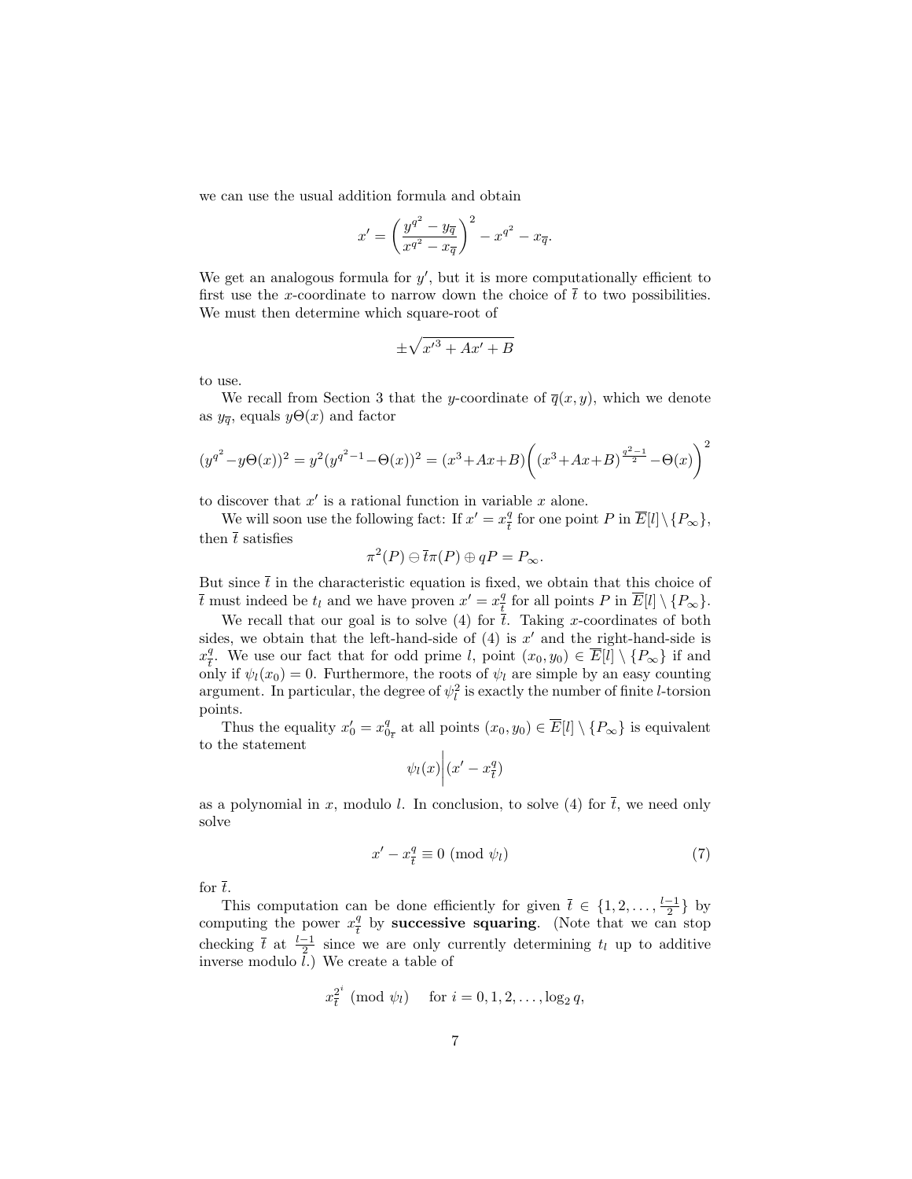we can use the usual addition formula and obtain

$$x' = \left( \frac{y^{q^2} - y_{\overline{q}}}{x^{q^2} - x_{\overline{q}}} \right)^2 - x^{q^2} - x_{\overline{q}}.$$

We get an analogous formula for $y'$, but it is more computationally efficient to first use the $x$-coordinate to narrow down the choice of $\overline{t}$ to two possibilities. We must then determine which square-root of

$$\pm\sqrt{x'^3 + Ax' + B}$$

to use.

We recall from Section 3 that the $y$-coordinate of $\overline{q}(x, y)$, which we denote as $y_{\overline{q}}$, equals $y\Theta(x)$ and factor

$$(y^{q^2} - y\Theta(x))^2 = y^2(y^{q^2-1} - \Theta(x))^2 = (x^3 + Ax + B)\left( (x^3 + Ax + B)^{\frac{q^2-1}{2}} - \Theta(x) \right)^2$$

to discover that $x'$ is a rational function in variable $x$ alone.

We will soon use the following fact: If $x' = x_{\overline{t}}^q$ for one point $P$ in $\overline{E}[l] \setminus \{P_\infty\}$, then $\overline{t}$ satisfies

$$\pi^2(P) \ominus \overline{t}\pi(P) \oplus qP = P_\infty.$$

But since $\overline{t}$ in the characteristic equation is fixed, we obtain that this choice of $\overline{t}$ must indeed be $t_l$ and we have proven $x' = x_{\overline{t}}^q$ for all points $P$ in $\overline{E}[l] \setminus \{P_\infty\}$.

We recall that our goal is to solve (4) for $\overline{t}$. Taking $x$-coordinates of both sides, we obtain that the left-hand-side of (4) is $x'$ and the right-hand-side is $x_{\overline{t}}^q$. We use our fact that for odd prime $l$, point $(x_0, y_0) \in \overline{E}[l] \setminus \{P_\infty\}$ if and only if $\psi_l(x_0) = 0$. Furthermore, the roots of $\psi_l$ are simple by an easy counting argument. In particular, the degree of $\psi_l^2$ is exactly the number of finite $l$-torsion points.

Thus the equality $x'_0 = x_{0_{\overline{t}}}^q$ at all points $(x_0, y_0) \in \overline{E}[l] \setminus \{P_\infty\}$ is equivalent to the statement

$$\psi_l(x) \Big| (x' - x_{\overline{t}}^q)$$

as a polynomial in $x$, modulo $l$. In conclusion, to solve (4) for $\overline{t}$, we need only solve

$$x' - x_{\overline{t}}^q \equiv 0 \pmod{\psi_l} \tag{7}$$

for $\overline{t}$.

This computation can be done efficiently for given $\overline{t} \in \{1, 2, \ldots, \frac{l-1}{2}\}$ by computing the power $x_{\overline{t}}^q$ by **successive squaring**. (Note that we can stop checking $\overline{t}$ at $\frac{l-1}{2}$ since we are only currently determining $t_l$ up to additive inverse modulo $l$.) We create a table of

$$x_{\overline{t}}^{2^i} \pmod{\psi_l} \quad \text{for } i = 0, 1, 2, \ldots, \log_2 q,$$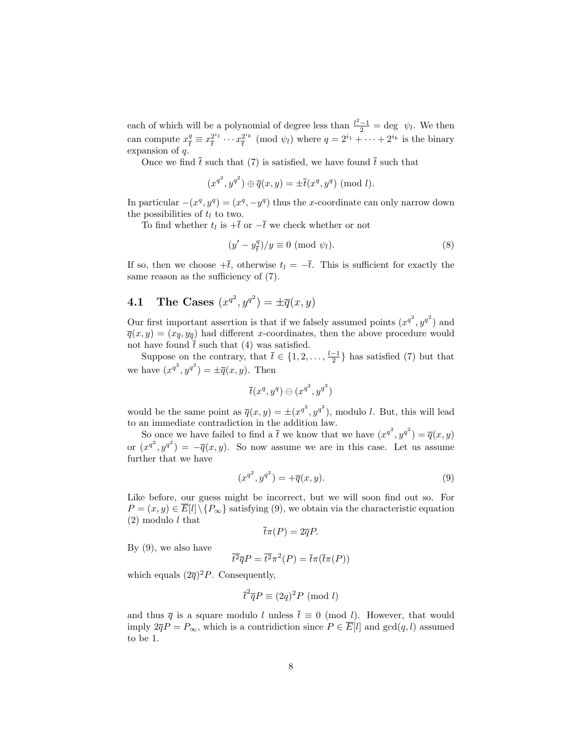each of which will be a polynomial of degree less than $\frac{l^2-1}{2} = \deg\ \psi_l$. We then can compute $x_{\overline{t}}^q \equiv x_{\overline{t}}^{2^{i_1}} \cdots x_{\overline{t}}^{2^{i_k}} \pmod{\psi_l}$ where $q = 2^{i_1} + \cdots + 2^{i_k}$ is the binary expansion of $q$.

Once we find $\overline{t}$ such that (7) is satisfied, we have found $\overline{t}$ such that

$$(x^{q^2}, y^{q^2}) \oplus \overline{q}(x, y) = \pm \overline{t}(x^q, y^q) \pmod{l}.$$

In particular $-(x^q, y^q) = (x^q, -y^q)$ thus the $x$-coordinate can only narrow down the possibilities of $t_l$ to two.

To find whether $t_l$ is $+\overline{t}$ or $-\overline{t}$ we check whether or not

$$(y' - y_{\overline{t}}^q)/y \equiv 0 \pmod{\psi_l}. \tag{8}$$

If so, then we choose $+\overline{t}$, otherwise $t_l = -\overline{t}$. This is sufficient for exactly the same reason as the sufficiency of (7).

## 4.1 The Cases $(x^{q^2}, y^{q^2}) = \pm\overline{q}(x, y)$

Our first important assertion is that if we falsely assumed points $(x^{q^2}, y^{q^2})$ and $\overline{q}(x, y) = (x_{\overline{q}}, y_{\overline{q}})$ had different $x$-coordinates, then the above procedure would not have found $\overline{t}$ such that (4) was satisfied.

Suppose on the contrary, that $\overline{t} \in \{1, 2, \ldots, \frac{l-1}{2}\}$ has satisfied (7) but that we have $(x^{q^2}, y^{q^2}) = \pm\overline{q}(x, y)$. Then

$$\overline{t}(x^q, y^q) \ominus (x^{q^2}, y^{q^2})$$

would be the same point as $\overline{q}(x, y) = \pm(x^{q^2}, y^{q^2})$, modulo $l$. But, this will lead to an immediate contradiction in the addition law.

So once we have failed to find a $\overline{t}$ we know that we have $(x^{q^2}, y^{q^2}) = \overline{q}(x, y)$ or $(x^{q^2}, y^{q^2}) = -\overline{q}(x, y)$. So now assume we are in this case. Let us assume further that we have

$$(x^{q^2}, y^{q^2}) = +\overline{q}(x, y). \tag{9}$$

Like before, our guess might be incorrect, but we will soon find out so. For $P = (x, y) \in \overline{E}[l] \backslash \{P_\infty\}$ satisfying (9), we obtain via the characteristic equation (2) modulo $l$ that

$$\overline{t}\pi(P) = 2\overline{q}P.$$

By (9), we also have

$$\overline{t^2}\overline{q}P = \overline{t^2}\pi^2(P) = \overline{t}\pi(\overline{t}\pi(P))$$

which equals $(2\overline{q})^2 P$. Consequently,

$$\overline{t}^2\overline{q}P \equiv (2q)^2 P \pmod{l}$$

and thus $\overline{q}$ is a square modulo $l$ unless $\overline{t} \equiv 0 \pmod{l}$. However, that would imply $2\overline{q}P = P_\infty$, which is a contridiction since $P \in \overline{E}[l]$ and $\gcd(q, l)$ assumed to be 1.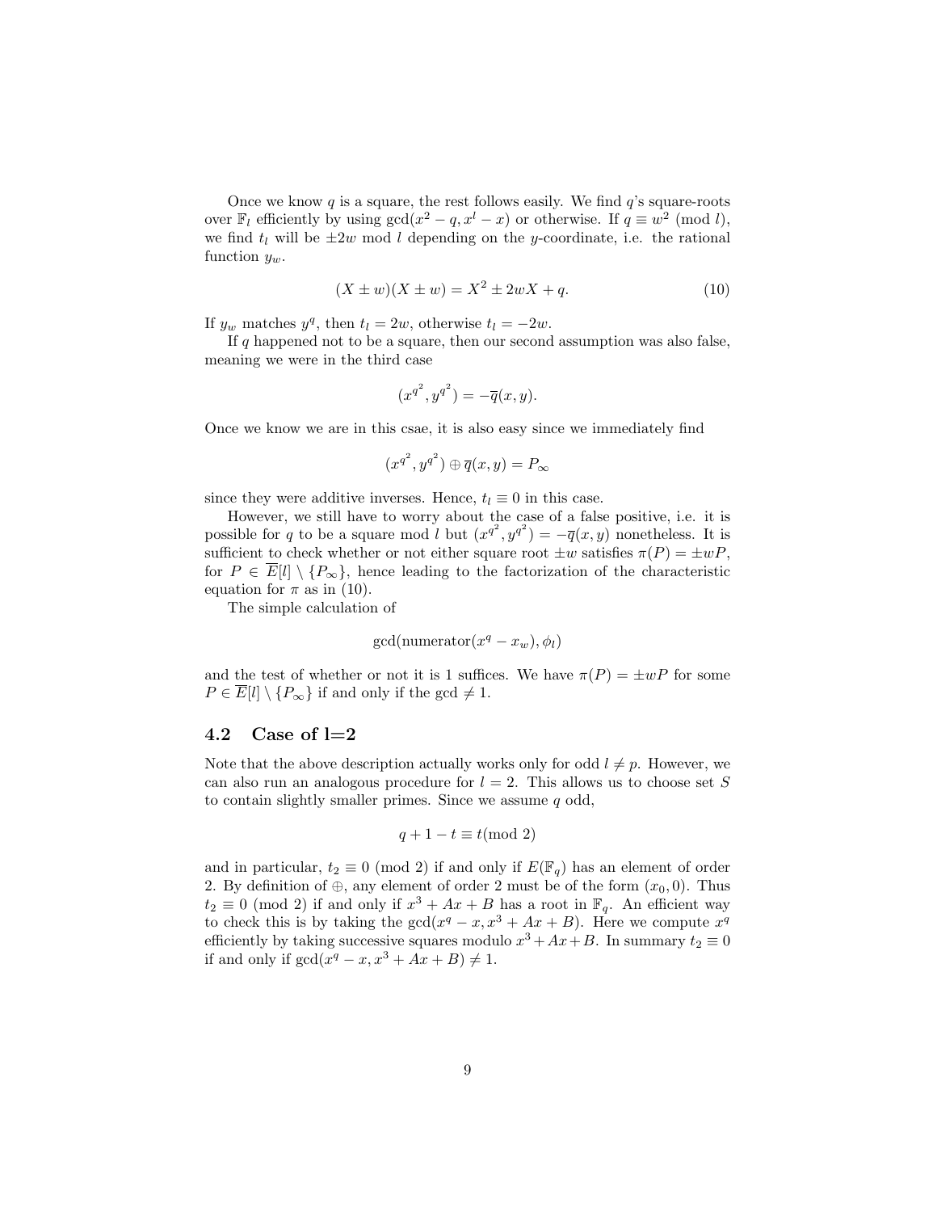Once we know $q$ is a square, the rest follows easily. We find $q$'s square-roots over $\mathbb{F}_l$ efficiently by using $\gcd(x^2 - q, x^l - x)$ or otherwise. If $q \equiv w^2 \pmod{l}$, we find $t_l$ will be $\pm 2w \bmod l$ depending on the $y$-coordinate, i.e. the rational function $y_w$.

$$(X \pm w)(X \pm w) = X^2 \pm 2wX + q. \tag{10}$$

If $y_w$ matches $y^q$, then $t_l = 2w$, otherwise $t_l = -2w$.

If $q$ happened not to be a square, then our second assumption was also false, meaning we were in the third case

$$(x^{q^2}, y^{q^2}) = -\overline{q}(x, y).$$

Once we know we are in this csae, it is also easy since we immediately find

$$(x^{q^2}, y^{q^2}) \oplus \overline{q}(x, y) = P_\infty$$

since they were additive inverses. Hence, $t_l \equiv 0$ in this case.

However, we still have to worry about the case of a false positive, i.e. it is possible for $q$ to be a square mod $l$ but $(x^{q^2}, y^{q^2}) = -\overline{q}(x, y)$ nonetheless. It is sufficient to check whether or not either square root $\pm w$ satisfies $\pi(P) = \pm wP$, for $P \in \overline{E}[l] \setminus \{P_\infty\}$, hence leading to the factorization of the characteristic equation for $\pi$ as in (10).

The simple calculation of

$$\gcd(\text{numerator}(x^q - x_w), \phi_l)$$

and the test of whether or not it is 1 suffices. We have $\pi(P) = \pm wP$ for some $P \in \overline{E}[l] \setminus \{P_\infty\}$ if and only if the gcd $\neq 1$.

## 4.2 Case of l=2

Note that the above description actually works only for odd $l \neq p$. However, we can also run an analogous procedure for $l = 2$. This allows us to choose set $S$ to contain slightly smaller primes. Since we assume $q$ odd,

$$q + 1 - t \equiv t (\text{mod } 2)$$

and in particular, $t_2 \equiv 0 \pmod{2}$ if and only if $E(\mathbb{F}_q)$ has an element of order 2. By definition of $\oplus$, any element of order 2 must be of the form $(x_0, 0)$. Thus $t_2 \equiv 0 \pmod{2}$ if and only if $x^3 + Ax + B$ has a root in $\mathbb{F}_q$. An efficient way to check this is by taking the $\gcd(x^q - x, x^3 + Ax + B)$. Here we compute $x^q$ efficiently by taking successive squares modulo $x^3 + Ax + B$. In summary $t_2 \equiv 0$ if and only if $\gcd(x^q - x, x^3 + Ax + B) \neq 1$.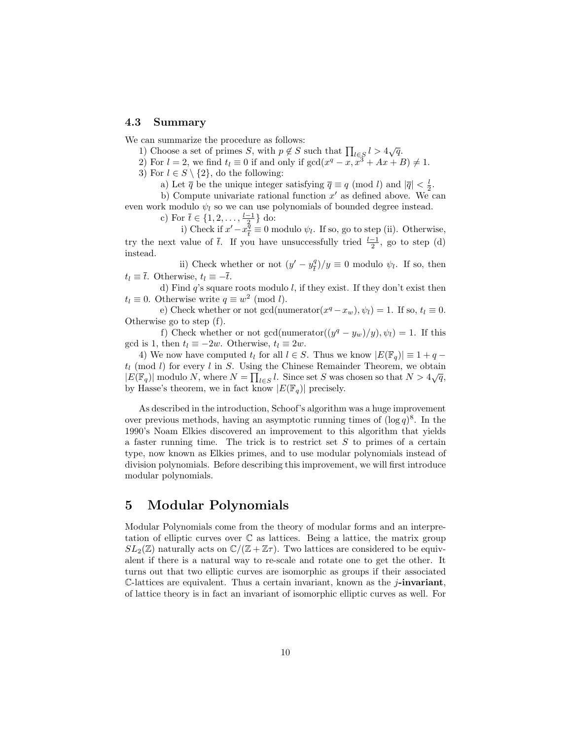### 4.3 Summary

We can summarize the procedure as follows:

1) Choose a set of primes $S$, with $p \notin S$ such that $\prod_{l \in S} l > 4\sqrt{q}$.

2) For $l = 2$, we find $t_l \equiv 0$ if and only if $\gcd(x^q - x, x^3 + Ax + B) \neq 1$.

3) For $l \in S \setminus \{2\}$, do the following:

a) Let $\overline{q}$ be the unique integer satisfying $\overline{q} \equiv q \pmod{l}$ and $|\overline{q}| < \frac{l}{2}$.

b) Compute univariate rational function $x'$ as defined above. We can even work modulo $\psi_l$ so we can use polynomials of bounded degree instead.

c) For $\overline{t} \in \{1, 2, \ldots, \frac{l-1}{2}\}$ do:

i) Check if $x' - x^q_{\overline{t}} \equiv 0$ modulo $\psi_l$. If so, go to step (ii). Otherwise, try the next value of $\overline{t}$. If you have unsuccessfully tried $\frac{l-1}{2}$, go to step (d) instead.

ii) Check whether or not $(y' - y^q_{\overline{t}})/y \equiv 0$ modulo $\psi_l$. If so, then $t_l \equiv \overline{t}$. Otherwise, $t_l \equiv -\overline{t}$.

d) Find $q$'s square roots modulo $l$, if they exist. If they don't exist then $t_l \equiv 0$. Otherwise write $q \equiv w^2 \pmod{l}$.

e) Check whether or not $\gcd(\text{numerator}(x^q - x_w), \psi_l) = 1$. If so, $t_l \equiv 0$. Otherwise go to step (f).

f) Check whether or not $\gcd(\text{numerator}((y^q - y_w)/y), \psi_l) = 1$. If this gcd is 1, then $t_l \equiv -2w$. Otherwise, $t_l \equiv 2w$.

4) We now have computed $t_l$ for all $l \in S$. Thus we know $|E(\mathbb{F}_q)| \equiv 1 + q - t_l \pmod{l}$ for every $l$ in $S$. Using the Chinese Remainder Theorem, we obtain $|E(\mathbb{F}_q)|$ modulo $N$, where $N = \prod_{l \in S} l$. Since set $S$ was chosen so that $N > 4\sqrt{q}$, by Hasse's theorem, we in fact know $|E(\mathbb{F}_q)|$ precisely.

As described in the introduction, Schoof's algorithm was a huge improvement over previous methods, having an asymptotic running times of $(\log q)^8$. In the 1990's Noam Elkies discovered an improvement to this algorithm that yields a faster running time. The trick is to restrict set $S$ to primes of a certain type, now known as Elkies primes, and to use modular polynomials instead of division polynomials. Before describing this improvement, we will first introduce modular polynomials.

# 5 Modular Polynomials

Modular Polynomials come from the theory of modular forms and an interpretation of elliptic curves over $\mathbb{C}$ as lattices. Being a lattice, the matrix group $SL_2(\mathbb{Z})$ naturally acts on $\mathbb{C}/(\mathbb{Z} + \mathbb{Z}\tau)$. Two lattices are considered to be equivalent if there is a natural way to re-scale and rotate one to get the other. It turns out that two elliptic curves are isomorphic as groups if their associated $\mathbb{C}$-lattices are equivalent. Thus a certain invariant, known as the **$j$-invariant**, of lattice theory is in fact an invariant of isomorphic elliptic curves as well. For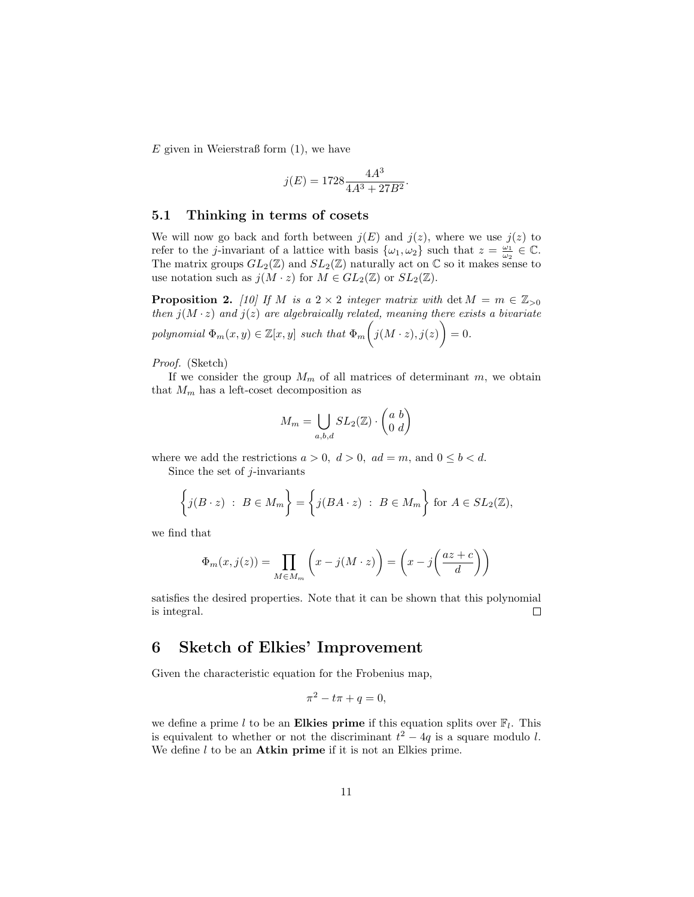$E$ given in Weierstraß form (1), we have

$$j(E) = 1728 \frac{4A^3}{4A^3 + 27B^2}.$$

## 5.1 Thinking in terms of cosets

We will now go back and forth between $j(E)$ and $j(z)$, where we use $j(z)$ to refer to the $j$-invariant of a lattice with basis $\{\omega_1, \omega_2\}$ such that $z = \frac{\omega_1}{\omega_2} \in \mathbb{C}$. The matrix groups $GL_2(\mathbb{Z})$ and $SL_2(\mathbb{Z})$ naturally act on $\mathbb{C}$ so it makes sense to use notation such as $j(M \cdot z)$ for $M \in GL_2(\mathbb{Z})$ or $SL_2(\mathbb{Z})$.

**Proposition 2.** *[10] If $M$ is a $2 \times 2$ integer matrix with $\det M = m \in \mathbb{Z}_{>0}$ then $j(M \cdot z)$ and $j(z)$ are algebraically related, meaning there exists a bivariate polynomial $\Phi_m(x, y) \in \mathbb{Z}[x, y]$ such that $\Phi_m\Big(j(M \cdot z), j(z)\Big) = 0$.*

*Proof.* (Sketch)

If we consider the group $M_m$ of all matrices of determinant $m$, we obtain that $M_m$ has a left-coset decomposition as

$$M_m = \bigcup_{a,b,d} SL_2(\mathbb{Z}) \cdot \begin{pmatrix} a & b \\ 0 & d \end{pmatrix}$$

where we add the restrictions $a > 0,\ d > 0,\ ad = m$, and $0 \le b < d$.

Since the set of $j$-invariants

$$\Big\{ j(B \cdot z) \ : \ B \in M_m \Big\} = \Big\{ j(BA \cdot z) \ : \ B \in M_m \Big\} \text{ for } A \in SL_2(\mathbb{Z}),$$

we find that

$$\Phi_m(x, j(z)) = \prod_{M \in M_m} \Big( x - j(M \cdot z) \Big) = \left( x - j\left( \frac{az + c}{d} \right) \right)$$

satisfies the desired properties. Note that it can be shown that this polynomial is integral. □

# 6 Sketch of Elkies' Improvement

Given the characteristic equation for the Frobenius map,

$$\pi^2 - t\pi + q = 0,$$

we define a prime $l$ to be an **Elkies prime** if this equation splits over $\mathbb{F}_l$. This is equivalent to whether or not the discriminant $t^2 - 4q$ is a square modulo $l$. We define $l$ to be an **Atkin prime** if it is not an Elkies prime.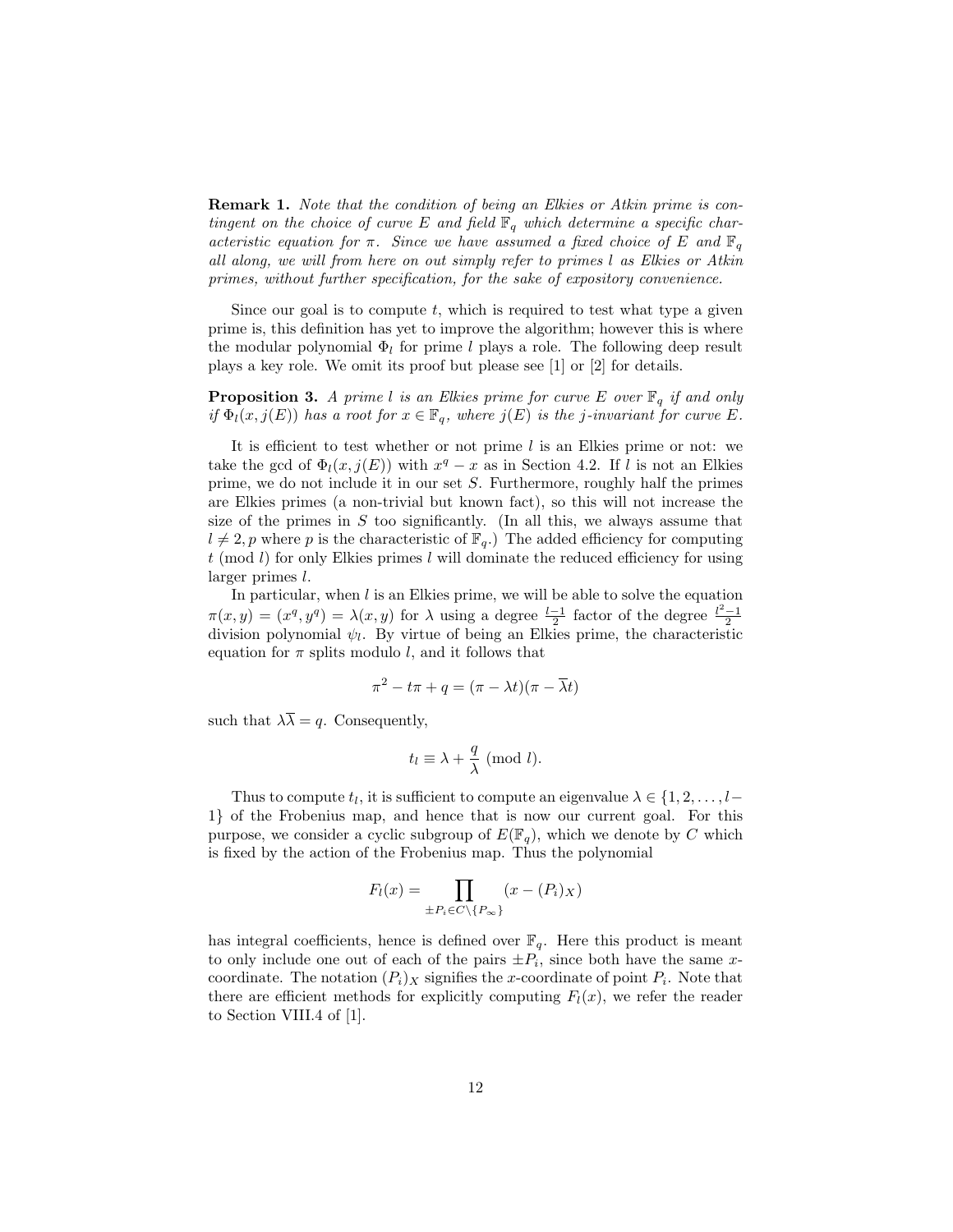**Remark 1.** *Note that the condition of being an Elkies or Atkin prime is contingent on the choice of curve $E$ and field $\mathbb{F}_q$ which determine a specific characteristic equation for $\pi$. Since we have assumed a fixed choice of $E$ and $\mathbb{F}_q$ all along, we will from here on out simply refer to primes $l$ as Elkies or Atkin primes, without further specification, for the sake of expository convenience.*

Since our goal is to compute $t$, which is required to test what type a given prime is, this definition has yet to improve the algorithm; however this is where the modular polynomial $\Phi_l$ for prime $l$ plays a role. The following deep result plays a key role. We omit its proof but please see [1] or [2] for details.

**Proposition 3.** *A prime $l$ is an Elkies prime for curve $E$ over $\mathbb{F}_q$ if and only if $\Phi_l(x, j(E))$ has a root for $x \in \mathbb{F}_q$, where $j(E)$ is the j-invariant for curve $E$.*

It is efficient to test whether or not prime $l$ is an Elkies prime or not: we take the gcd of $\Phi_l(x, j(E))$ with $x^q - x$ as in Section 4.2. If $l$ is not an Elkies prime, we do not include it in our set $S$. Furthermore, roughly half the primes are Elkies primes (a non-trivial but known fact), so this will not increase the size of the primes in $S$ too significantly. (In all this, we always assume that $l \neq 2, p$ where $p$ is the characteristic of $\mathbb{F}_q$.) The added efficiency for computing $t \pmod{l}$ for only Elkies primes $l$ will dominate the reduced efficiency for using larger primes $l$.

In particular, when $l$ is an Elkies prime, we will be able to solve the equation $\pi(x, y) = (x^q, y^q) = \lambda(x, y)$ for $\lambda$ using a degree $\frac{l-1}{2}$ factor of the degree $\frac{l^2-1}{2}$ division polynomial $\psi_l$. By virtue of being an Elkies prime, the characteristic equation for $\pi$ splits modulo $l$, and it follows that

$$\pi^2 - t\pi + q = (\pi - \lambda t)(\pi - \overline{\lambda} t)$$

such that $\lambda \overline{\lambda} = q$. Consequently,

$$t_l \equiv \lambda + \frac{q}{\lambda} \pmod{l}.$$

Thus to compute $t_l$, it is sufficient to compute an eigenvalue $\lambda \in \{1, 2, \ldots, l-1\}$ of the Frobenius map, and hence that is now our current goal. For this purpose, we consider a cyclic subgroup of $E(\mathbb{F}_q)$, which we denote by $C$ which is fixed by the action of the Frobenius map. Thus the polynomial

$$F_l(x) = \prod_{\pm P_i \in C \setminus \{P_\infty\}} (x - (P_i)_X)$$

has integral coefficients, hence is defined over $\mathbb{F}_q$. Here this product is meant to only include one out of each of the pairs $\pm P_i$, since both have the same $x$-coordinate. The notation $(P_i)_X$ signifies the $x$-coordinate of point $P_i$. Note that there are efficient methods for explicitly computing $F_l(x)$, we refer the reader to Section VIII.4 of [1].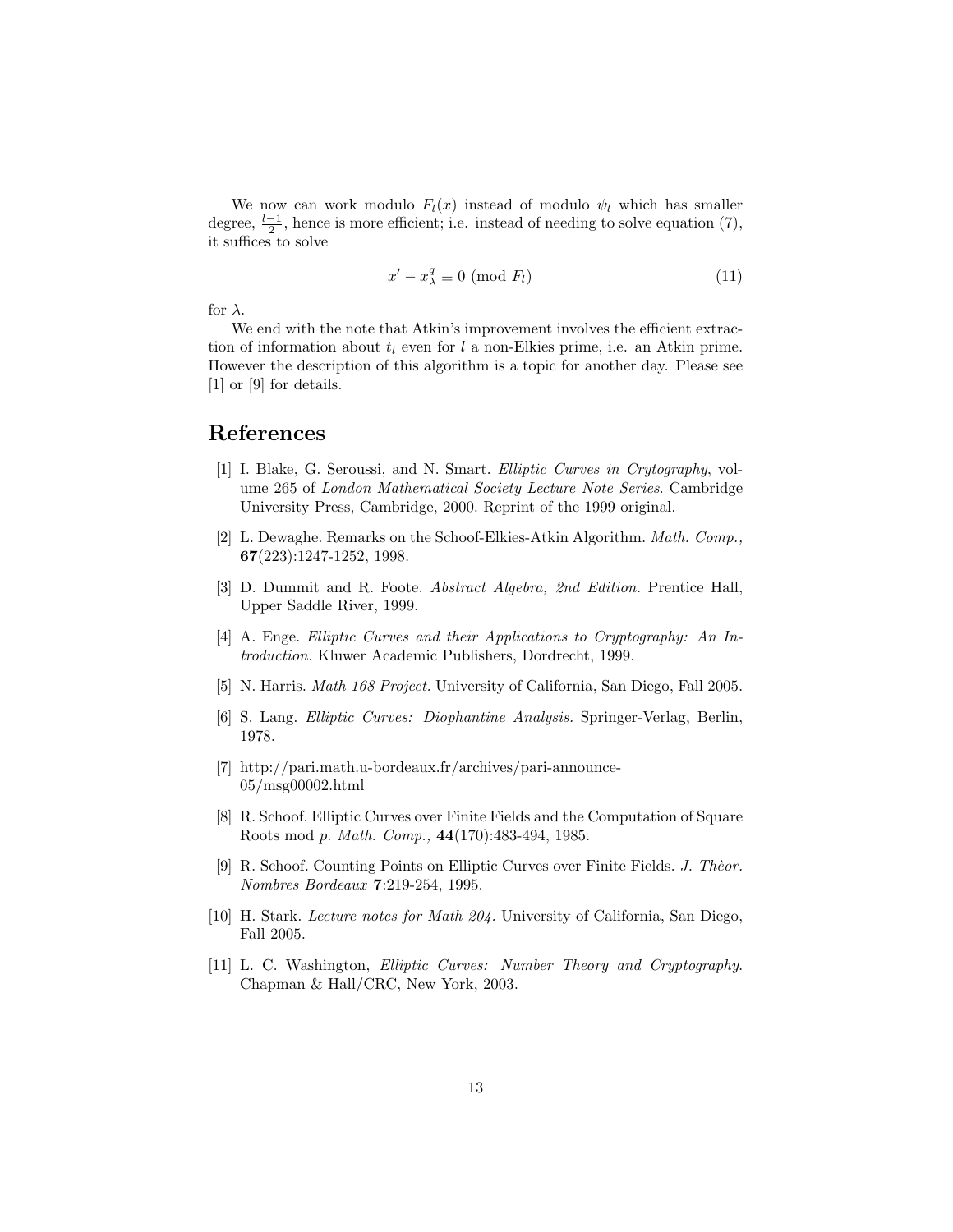We now can work modulo $F_l(x)$ instead of modulo $\psi_l$ which has smaller degree, $\frac{l-1}{2}$, hence is more efficient; i.e. instead of needing to solve equation (7), it suffices to solve

$$x' - x_\lambda^q \equiv 0 \pmod{F_l} \tag{11}$$

for $\lambda$.

We end with the note that Atkin's improvement involves the efficient extraction of information about $t_l$ even for $l$ a non-Elkies prime, i.e. an Atkin prime. However the description of this algorithm is a topic for another day. Please see [1] or [9] for details.

## References

[1] I. Blake, G. Seroussi, and N. Smart. *Elliptic Curves in Crytography*, volume 265 of *London Mathematical Society Lecture Note Series*. Cambridge University Press, Cambridge, 2000. Reprint of the 1999 original.

[2] L. Dewaghe. Remarks on the Schoof-Elkies-Atkin Algorithm. *Math. Comp.,* **67**(223):1247-1252, 1998.

[3] D. Dummit and R. Foote. *Abstract Algebra, 2nd Edition.* Prentice Hall, Upper Saddle River, 1999.

[4] A. Enge. *Elliptic Curves and their Applications to Cryptography: An Introduction.* Kluwer Academic Publishers, Dordrecht, 1999.

[5] N. Harris. *Math 168 Project.* University of California, San Diego, Fall 2005.

[6] S. Lang. *Elliptic Curves: Diophantine Analysis.* Springer-Verlag, Berlin, 1978.

[7] http://pari.math.u-bordeaux.fr/archives/pari-announce-05/msg00002.html

[8] R. Schoof. Elliptic Curves over Finite Fields and the Computation of Square Roots mod $p$. *Math. Comp.,* **44**(170):483-494, 1985.

[9] R. Schoof. Counting Points on Elliptic Curves over Finite Fields. *J. Thèor. Nombres Bordeaux* **7**:219-254, 1995.

[10] H. Stark. *Lecture notes for Math 204.* University of California, San Diego, Fall 2005.

[11] L. C. Washington, *Elliptic Curves: Number Theory and Cryptography.* Chapman & Hall/CRC, New York, 2003.